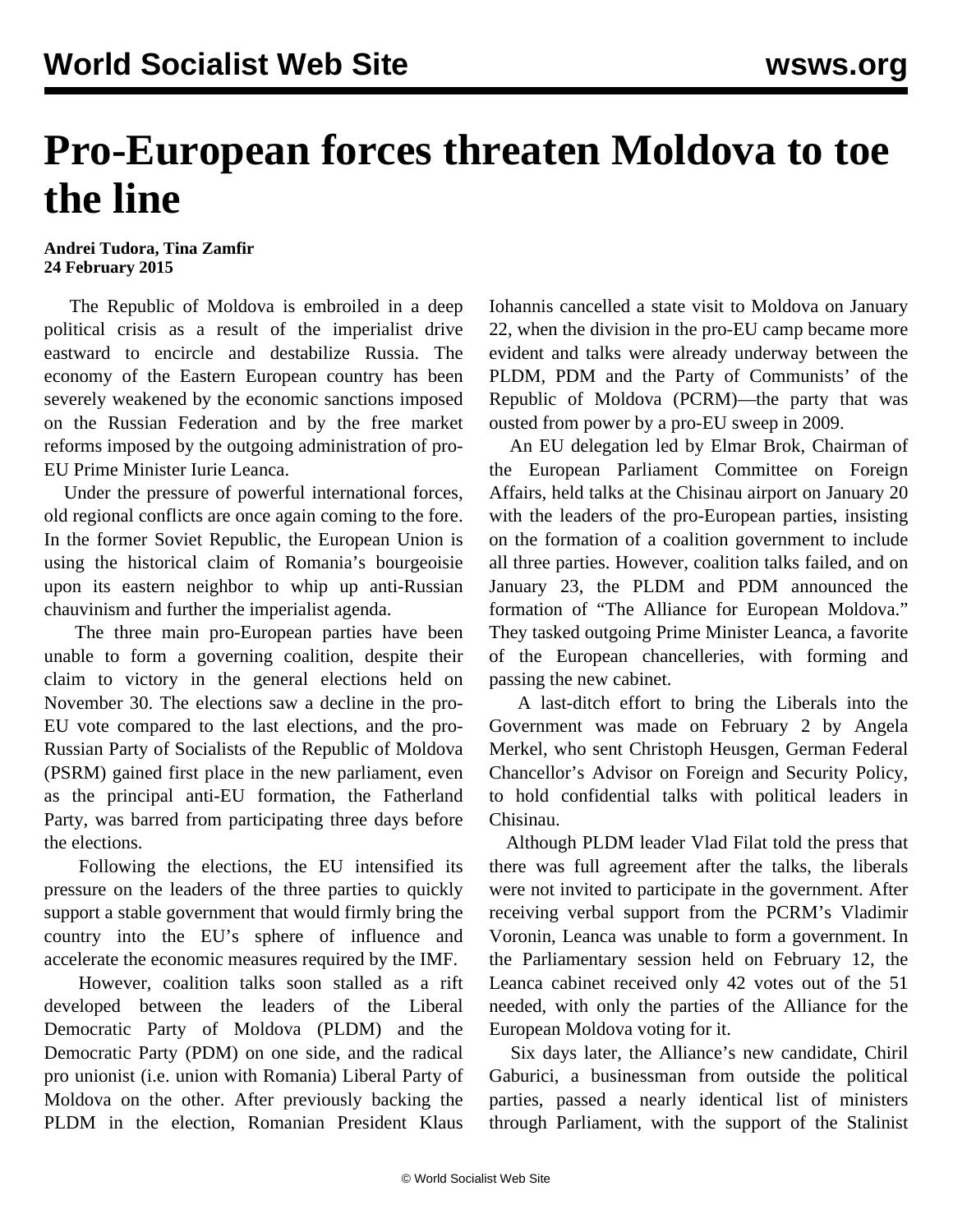# Pro-European forces threaten Moldova to toe the line

**Andrei Tudora, Tina Zamfir**
**24 February 2015**

The Republic of Moldova is embroiled in a deep political crisis as a result of the imperialist drive eastward to encircle and destabilize Russia. The economy of the Eastern European country has been severely weakened by the economic sanctions imposed on the Russian Federation and by the free market reforms imposed by the outgoing administration of pro-EU Prime Minister Iurie Leanca.

Under the pressure of powerful international forces, old regional conflicts are once again coming to the fore. In the former Soviet Republic, the European Union is using the historical claim of Romania's bourgeoisie upon its eastern neighbor to whip up anti-Russian chauvinism and further the imperialist agenda.

The three main pro-European parties have been unable to form a governing coalition, despite their claim to victory in the general elections held on November 30. The elections saw a decline in the pro-EU vote compared to the last elections, and the pro-Russian Party of Socialists of the Republic of Moldova (PSRM) gained first place in the new parliament, even as the principal anti-EU formation, the Fatherland Party, was barred from participating three days before the elections.

Following the elections, the EU intensified its pressure on the leaders of the three parties to quickly support a stable government that would firmly bring the country into the EU's sphere of influence and accelerate the economic measures required by the IMF.

However, coalition talks soon stalled as a rift developed between the leaders of the Liberal Democratic Party of Moldova (PLDM) and the Democratic Party (PDM) on one side, and the radical pro unionist (i.e. union with Romania) Liberal Party of Moldova on the other. After previously backing the PLDM in the election, Romanian President Klaus Iohannis cancelled a state visit to Moldova on January 22, when the division in the pro-EU camp became more evident and talks were already underway between the PLDM, PDM and the Party of Communists' of the Republic of Moldova (PCRM)—the party that was ousted from power by a pro-EU sweep in 2009.

An EU delegation led by Elmar Brok, Chairman of the European Parliament Committee on Foreign Affairs, held talks at the Chisinau airport on January 20 with the leaders of the pro-European parties, insisting on the formation of a coalition government to include all three parties. However, coalition talks failed, and on January 23, the PLDM and PDM announced the formation of "The Alliance for European Moldova." They tasked outgoing Prime Minister Leanca, a favorite of the European chancelleries, with forming and passing the new cabinet.

A last-ditch effort to bring the Liberals into the Government was made on February 2 by Angela Merkel, who sent Christoph Heusgen, German Federal Chancellor's Advisor on Foreign and Security Policy, to hold confidential talks with political leaders in Chisinau.

Although PLDM leader Vlad Filat told the press that there was full agreement after the talks, the liberals were not invited to participate in the government. After receiving verbal support from the PCRM's Vladimir Voronin, Leanca was unable to form a government. In the Parliamentary session held on February 12, the Leanca cabinet received only 42 votes out of the 51 needed, with only the parties of the Alliance for the European Moldova voting for it.

Six days later, the Alliance's new candidate, Chiril Gaburici, a businessman from outside the political parties, passed a nearly identical list of ministers through Parliament, with the support of the Stalinist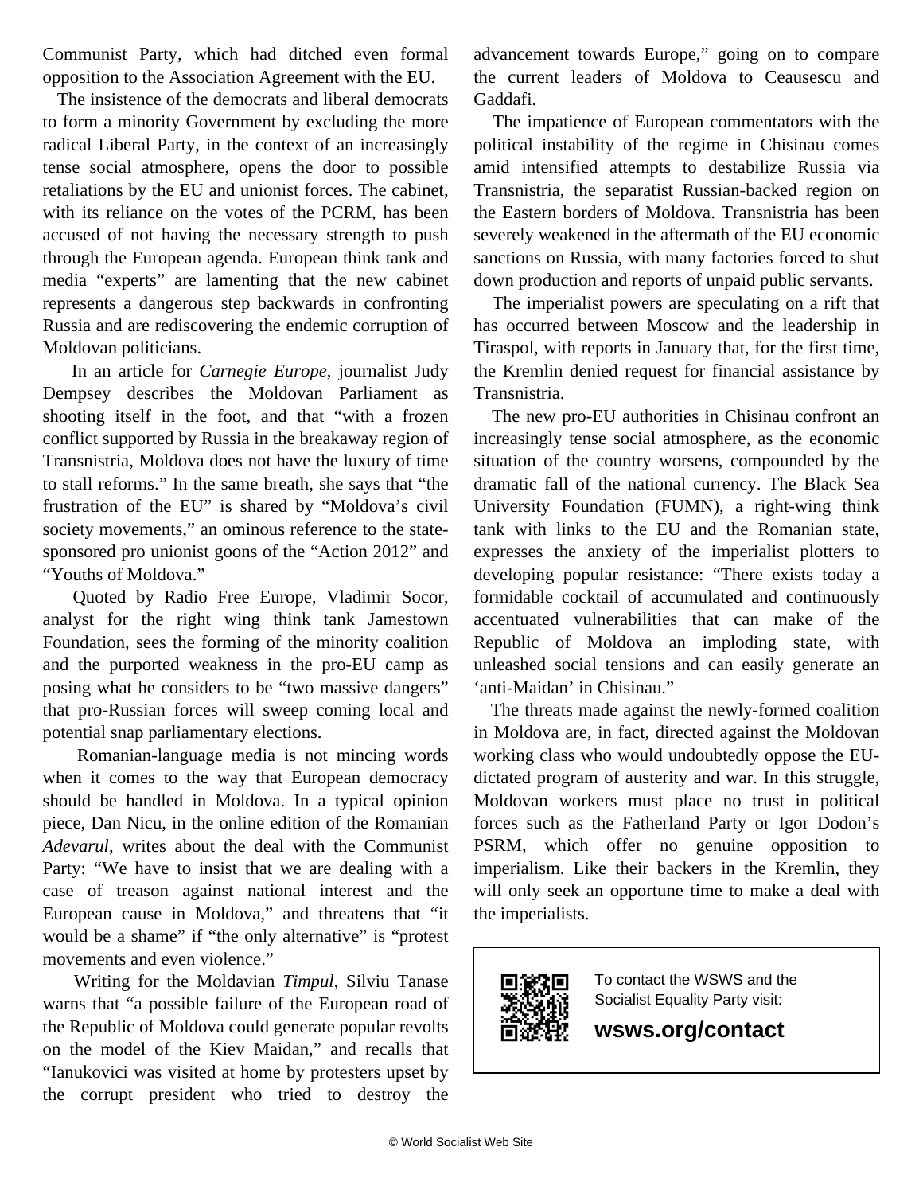Communist Party, which had ditched even formal opposition to the Association Agreement with the EU.

The insistence of the democrats and liberal democrats to form a minority Government by excluding the more radical Liberal Party, in the context of an increasingly tense social atmosphere, opens the door to possible retaliations by the EU and unionist forces. The cabinet, with its reliance on the votes of the PCRM, has been accused of not having the necessary strength to push through the European agenda. European think tank and media "experts" are lamenting that the new cabinet represents a dangerous step backwards in confronting Russia and are rediscovering the endemic corruption of Moldovan politicians.

In an article for *Carnegie Europe*, journalist Judy Dempsey describes the Moldovan Parliament as shooting itself in the foot, and that "with a frozen conflict supported by Russia in the breakaway region of Transnistria, Moldova does not have the luxury of time to stall reforms." In the same breath, she says that "the frustration of the EU" is shared by "Moldova's civil society movements," an ominous reference to the state-sponsored pro unionist goons of the "Action 2012" and "Youths of Moldova."

Quoted by Radio Free Europe, Vladimir Socor, analyst for the right wing think tank Jamestown Foundation, sees the forming of the minority coalition and the purported weakness in the pro-EU camp as posing what he considers to be "two massive dangers" that pro-Russian forces will sweep coming local and potential snap parliamentary elections.

Romanian-language media is not mincing words when it comes to the way that European democracy should be handled in Moldova. In a typical opinion piece, Dan Nicu, in the online edition of the Romanian *Adevarul*, writes about the deal with the Communist Party: "We have to insist that we are dealing with a case of treason against national interest and the European cause in Moldova," and threatens that "it would be a shame" if "the only alternative" is "protest movements and even violence."

Writing for the Moldavian *Timpul*, Silviu Tanase warns that "a possible failure of the European road of the Republic of Moldova could generate popular revolts on the model of the Kiev Maidan," and recalls that "Ianukovici was visited at home by protesters upset by the corrupt president who tried to destroy the advancement towards Europe," going on to compare the current leaders of Moldova to Ceausescu and Gaddafi.

The impatience of European commentators with the political instability of the regime in Chisinau comes amid intensified attempts to destabilize Russia via Transnistria, the separatist Russian-backed region on the Eastern borders of Moldova. Transnistria has been severely weakened in the aftermath of the EU economic sanctions on Russia, with many factories forced to shut down production and reports of unpaid public servants.

The imperialist powers are speculating on a rift that has occurred between Moscow and the leadership in Tiraspol, with reports in January that, for the first time, the Kremlin denied request for financial assistance by Transnistria.

The new pro-EU authorities in Chisinau confront an increasingly tense social atmosphere, as the economic situation of the country worsens, compounded by the dramatic fall of the national currency. The Black Sea University Foundation (FUMN), a right-wing think tank with links to the EU and the Romanian state, expresses the anxiety of the imperialist plotters to developing popular resistance: "There exists today a formidable cocktail of accumulated and continuously accentuated vulnerabilities that can make of the Republic of Moldova an imploding state, with unleashed social tensions and can easily generate an 'anti-Maidan' in Chisinau."

The threats made against the newly-formed coalition in Moldova are, in fact, directed against the Moldovan working class who would undoubtedly oppose the EU-dictated program of austerity and war. In this struggle, Moldovan workers must place no trust in political forces such as the Fatherland Party or Igor Dodon's PSRM, which offer no genuine opposition to imperialism. Like their backers in the Kremlin, they will only seek an opportune time to make a deal with the imperialists.

To contact the WSWS and the Socialist Equality Party visit:

**wsws.org/contact**